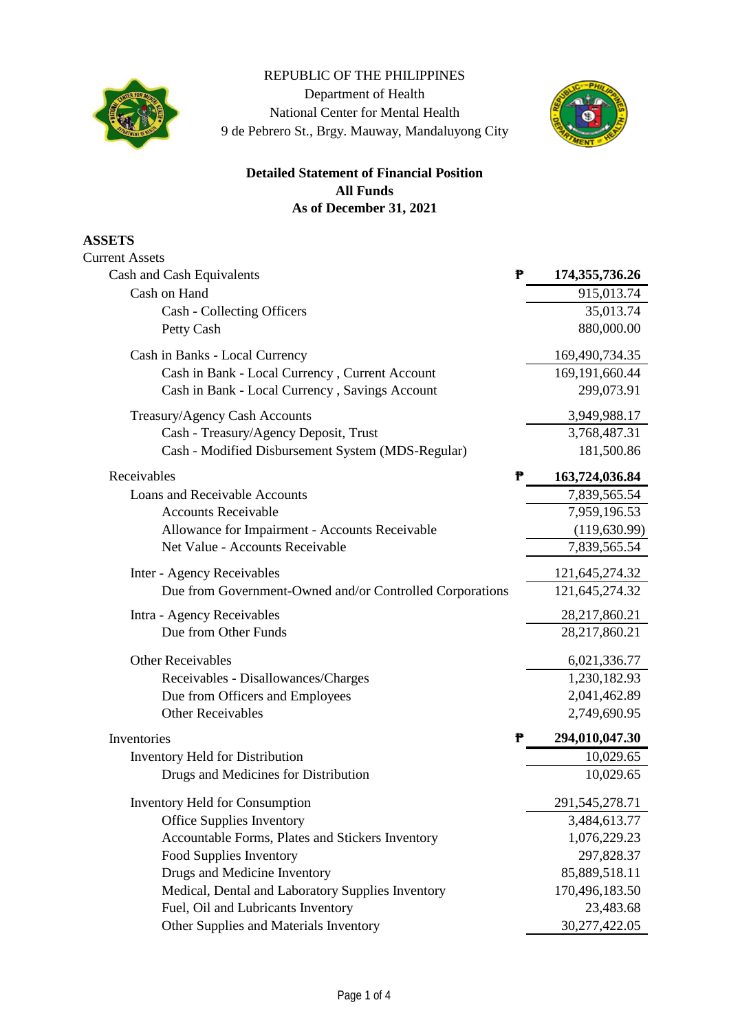REPUBLIC OF THE PHILIPPINES
Department of Health
National Center for Mental Health
9 de Pebrero St., Brgy. Mauway, Mandaluyong City

**Detailed Statement of Financial Position**
**All Funds**
**As of December 31, 2021**

| | | |
|---|---|---|
| **ASSETS** | | |
| Current Assets | | |
| Cash and Cash Equivalents | ₱ | **174,355,736.26** |
| Cash on Hand | | 915,013.74 |
| Cash - Collecting Officers | | 35,013.74 |
| Petty Cash | | 880,000.00 |
| Cash in Banks - Local Currency | | 169,490,734.35 |
| Cash in Bank - Local Currency , Current Account | | 169,191,660.44 |
| Cash in Bank - Local Currency , Savings Account | | 299,073.91 |
| Treasury/Agency Cash Accounts | | 3,949,988.17 |
| Cash - Treasury/Agency Deposit, Trust | | 3,768,487.31 |
| Cash - Modified Disbursement System (MDS-Regular) | | 181,500.86 |
| Receivables | ₱ | **163,724,036.84** |
| Loans and Receivable Accounts | | 7,839,565.54 |
| Accounts Receivable | | 7,959,196.53 |
| Allowance for Impairment - Accounts Receivable | | (119,630.99) |
| Net Value - Accounts Receivable | | 7,839,565.54 |
| Inter - Agency Receivables | | 121,645,274.32 |
| Due from Government-Owned and/or Controlled Corporations | | 121,645,274.32 |
| Intra - Agency Receivables | | 28,217,860.21 |
| Due from Other Funds | | 28,217,860.21 |
| Other Receivables | | 6,021,336.77 |
| Receivables - Disallowances/Charges | | 1,230,182.93 |
| Due from Officers and Employees | | 2,041,462.89 |
| Other Receivables | | 2,749,690.95 |
| Inventories | ₱ | **294,010,047.30** |
| Inventory Held for Distribution | | 10,029.65 |
| Drugs and Medicines for Distribution | | 10,029.65 |
| Inventory Held for Consumption | | 291,545,278.71 |
| Office Supplies Inventory | | 3,484,613.77 |
| Accountable Forms, Plates and Stickers Inventory | | 1,076,229.23 |
| Food Supplies Inventory | | 297,828.37 |
| Drugs and Medicine Inventory | | 85,889,518.11 |
| Medical, Dental and Laboratory Supplies Inventory | | 170,496,183.50 |
| Fuel, Oil and Lubricants Inventory | | 23,483.68 |
| Other Supplies and Materials Inventory | | 30,277,422.05 |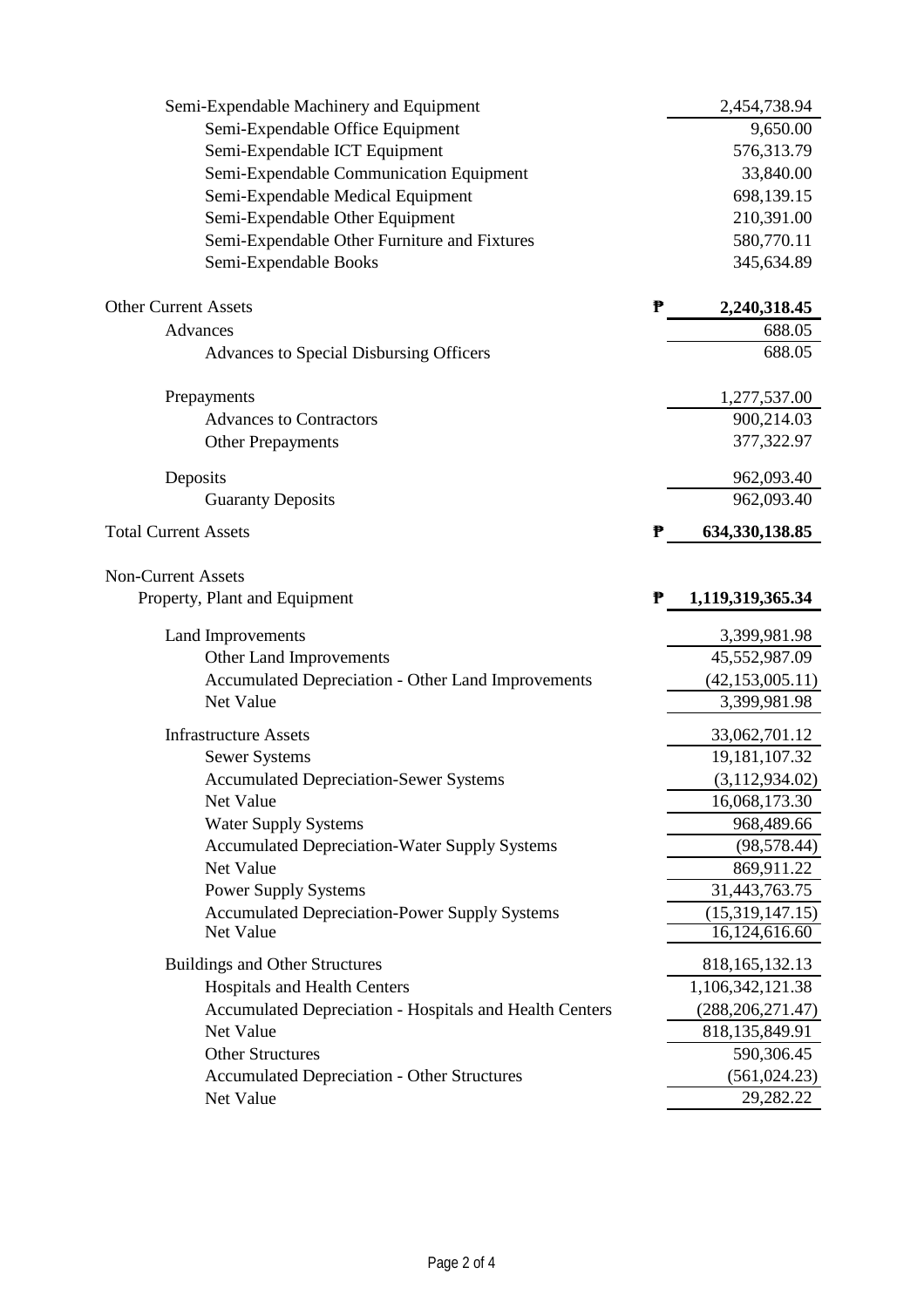| | | |
|---|---|---|
| Semi-Expendable Machinery and Equipment | | 2,454,738.94 |
| Semi-Expendable Office Equipment | | 9,650.00 |
| Semi-Expendable ICT Equipment | | 576,313.79 |
| Semi-Expendable Communication Equipment | | 33,840.00 |
| Semi-Expendable Medical Equipment | | 698,139.15 |
| Semi-Expendable Other Equipment | | 210,391.00 |
| Semi-Expendable Other Furniture and Fixtures | | 580,770.11 |
| Semi-Expendable Books | | 345,634.89 |
| | | |
| Other Current Assets | ₱ | **2,240,318.45** |
| Advances | | 688.05 |
| Advances to Special Disbursing Officers | | 688.05 |
| | | |
| Prepayments | | 1,277,537.00 |
| Advances to Contractors | | 900,214.03 |
| Other Prepayments | | 377,322.97 |
| | | |
| Deposits | | 962,093.40 |
| Guaranty Deposits | | 962,093.40 |
| | | |
| Total Current Assets | ₱ | **634,330,138.85** |
| | | |
| Non-Current Assets | | |
| Property, Plant and Equipment | ₱ | **1,119,319,365.34** |
| | | |
| Land Improvements | | 3,399,981.98 |
| Other Land Improvements | | 45,552,987.09 |
| Accumulated Depreciation - Other Land Improvements | | (42,153,005.11) |
| Net Value | | 3,399,981.98 |
| | | |
| Infrastructure Assets | | 33,062,701.12 |
| Sewer Systems | | 19,181,107.32 |
| Accumulated Depreciation-Sewer Systems | | (3,112,934.02) |
| Net Value | | 16,068,173.30 |
| Water Supply Systems | | 968,489.66 |
| Accumulated Depreciation-Water Supply Systems | | (98,578.44) |
| Net Value | | 869,911.22 |
| Power Supply Systems | | 31,443,763.75 |
| Accumulated Depreciation-Power Supply Systems | | (15,319,147.15) |
| Net Value | | 16,124,616.60 |
| | | |
| Buildings and Other Structures | | 818,165,132.13 |
| Hospitals and Health Centers | | 1,106,342,121.38 |
| Accumulated Depreciation - Hospitals and Health Centers | | (288,206,271.47) |
| Net Value | | 818,135,849.91 |
| Other Structures | | 590,306.45 |
| Accumulated Depreciation - Other Structures | | (561,024.23) |
| Net Value | | 29,282.22 |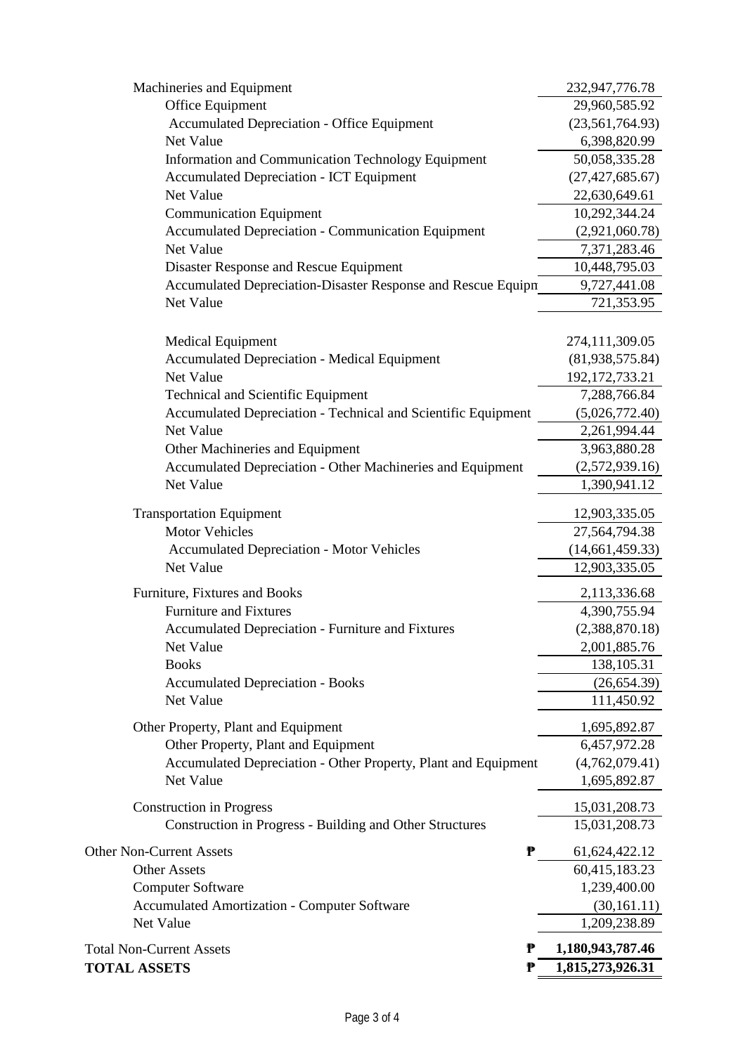| | | |
|---|---|---|
| Machineries and Equipment | | 232,947,776.78 |
| Office Equipment | | 29,960,585.92 |
| Accumulated Depreciation - Office Equipment | | (23,561,764.93) |
| Net Value | | 6,398,820.99 |
| Information and Communication Technology Equipment | | 50,058,335.28 |
| Accumulated Depreciation - ICT Equipment | | (27,427,685.67) |
| Net Value | | 22,630,649.61 |
| Communication Equipment | | 10,292,344.24 |
| Accumulated Depreciation - Communication Equipment | | (2,921,060.78) |
| Net Value | | 7,371,283.46 |
| Disaster Response and Rescue Equipment | | 10,448,795.03 |
| Accumulated Depreciation-Disaster Response and Rescue Equipn | | 9,727,441.08 |
| Net Value | | 721,353.95 |
| Medical Equipment | | 274,111,309.05 |
| Accumulated Depreciation - Medical Equipment | | (81,938,575.84) |
| Net Value | | 192,172,733.21 |
| Technical and Scientific Equipment | | 7,288,766.84 |
| Accumulated Depreciation - Technical and Scientific Equipment | | (5,026,772.40) |
| Net Value | | 2,261,994.44 |
| Other Machineries and Equipment | | 3,963,880.28 |
| Accumulated Depreciation - Other Machineries and Equipment | | (2,572,939.16) |
| Net Value | | 1,390,941.12 |
| Transportation Equipment | | 12,903,335.05 |
| Motor Vehicles | | 27,564,794.38 |
| Accumulated Depreciation - Motor Vehicles | | (14,661,459.33) |
| Net Value | | 12,903,335.05 |
| Furniture, Fixtures and Books | | 2,113,336.68 |
| Furniture and Fixtures | | 4,390,755.94 |
| Accumulated Depreciation - Furniture and Fixtures | | (2,388,870.18) |
| Net Value | | 2,001,885.76 |
| Books | | 138,105.31 |
| Accumulated Depreciation - Books | | (26,654.39) |
| Net Value | | 111,450.92 |
| Other Property, Plant and Equipment | | 1,695,892.87 |
| Other Property, Plant and Equipment | | 6,457,972.28 |
| Accumulated Depreciation - Other Property, Plant and Equipment | | (4,762,079.41) |
| Net Value | | 1,695,892.87 |
| Construction in Progress | | 15,031,208.73 |
| Construction in Progress - Building and Other Structures | | 15,031,208.73 |
| Other Non-Current Assets | ₱ | 61,624,422.12 |
| Other Assets | | 60,415,183.23 |
| Computer Software | | 1,239,400.00 |
| Accumulated Amortization - Computer Software | | (30,161.11) |
| Net Value | | 1,209,238.89 |
| Total Non-Current Assets | ₱ | **1,180,943,787.46** |
| **TOTAL ASSETS** | ₱ | **1,815,273,926.31** |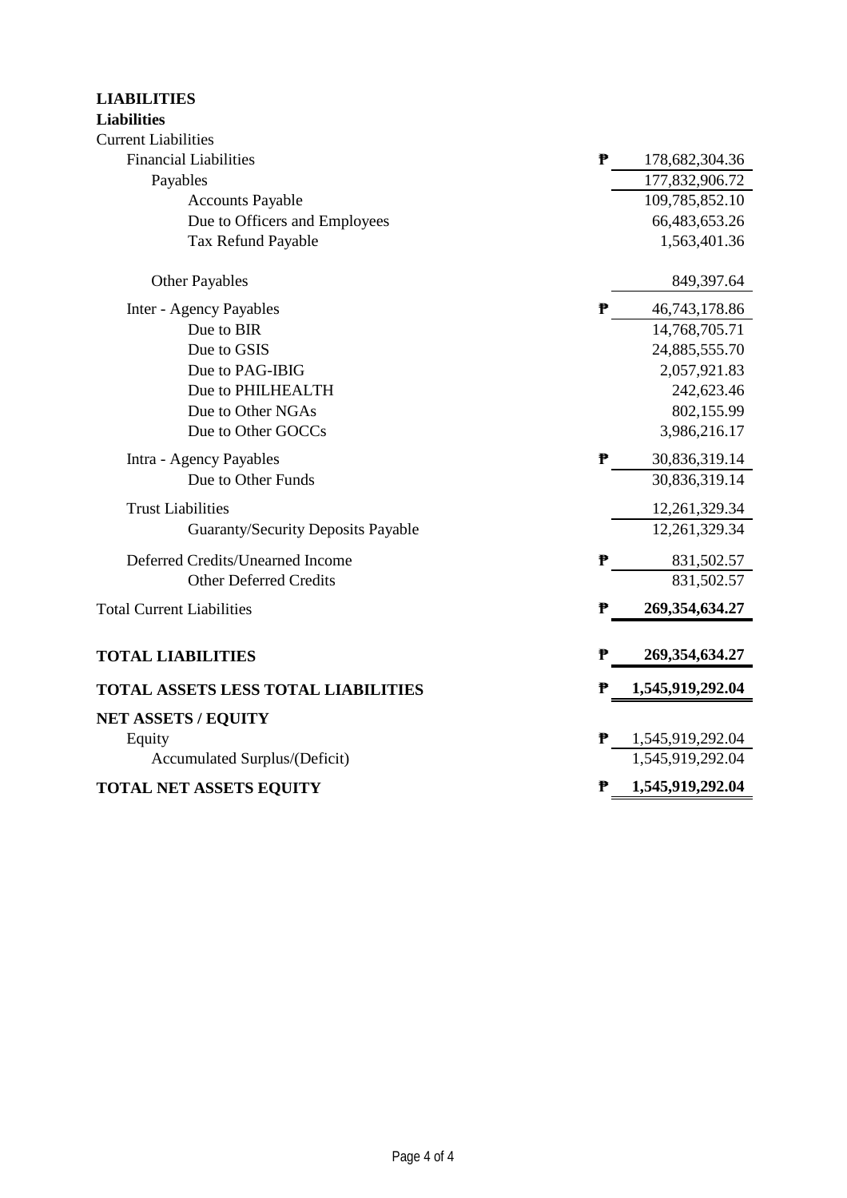**LIABILITIES**

**Liabilities**

| | | |
|---|---|---|
| Current Liabilities | | |
| Financial Liabilities | ₱ | 178,682,304.36 |
| Payables | | 177,832,906.72 |
| Accounts Payable | | 109,785,852.10 |
| Due to Officers and Employees | | 66,483,653.26 |
| Tax Refund Payable | | 1,563,401.36 |
| Other Payables | | 849,397.64 |
| Inter - Agency Payables | ₱ | 46,743,178.86 |
| Due to BIR | | 14,768,705.71 |
| Due to GSIS | | 24,885,555.70 |
| Due to PAG-IBIG | | 2,057,921.83 |
| Due to PHILHEALTH | | 242,623.46 |
| Due to Other NGAs | | 802,155.99 |
| Due to Other GOCCs | | 3,986,216.17 |
| Intra - Agency Payables | ₱ | 30,836,319.14 |
| Due to Other Funds | | 30,836,319.14 |
| Trust Liabilities | | 12,261,329.34 |
| Guaranty/Security Deposits Payable | | 12,261,329.34 |
| Deferred Credits/Unearned Income | ₱ | 831,502.57 |
| Other Deferred Credits | | 831,502.57 |
| Total Current Liabilities | ₱ | **269,354,634.27** |
| **TOTAL LIABILITIES** | ₱ | **269,354,634.27** |
| **TOTAL ASSETS LESS TOTAL LIABILITIES** | ₱ | **1,545,919,292.04** |
| **NET ASSETS / EQUITY** | | |
| Equity | ₱ | 1,545,919,292.04 |
| Accumulated Surplus/(Deficit) | | 1,545,919,292.04 |
| **TOTAL NET ASSETS EQUITY** | ₱ | **1,545,919,292.04** |